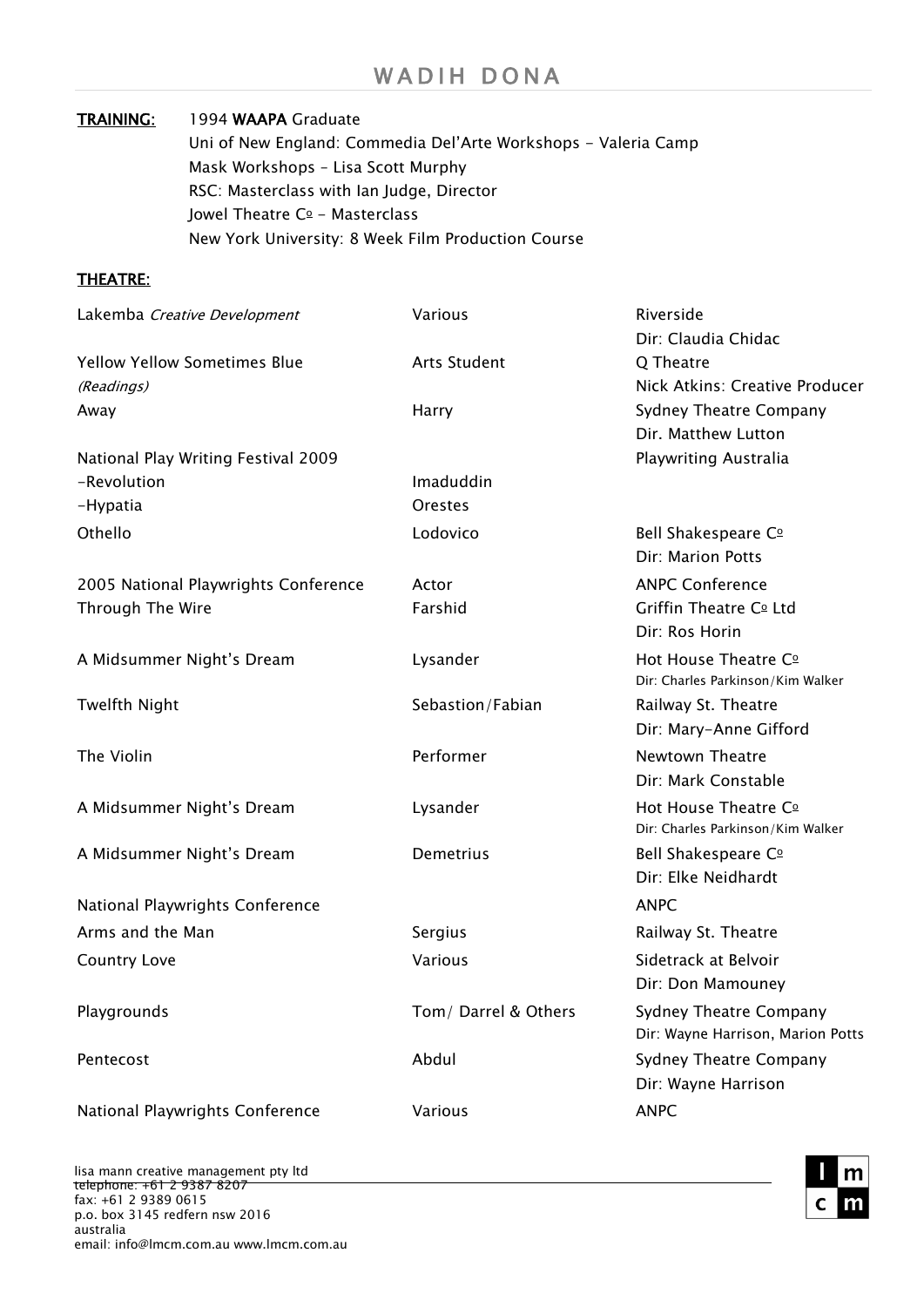# WADIH DONA

**TRAINING:** 1994 **WAAPA** Graduate
Uni of New England: Commedia Del'Arte Workshops - Valeria Camp
Mask Workshops – Lisa Scott Murphy
RSC: Masterclass with Ian Judge, Director
Jowel Theatre Cº - Masterclass
New York University: 8 Week Film Production Course

## THEATRE:

| | | |
|---|---|---|
| Lakemba *Creative Development* | Various | Riverside<br>Dir: Claudia Chidac |
| Yellow Yellow Sometimes Blue<br>*(Readings)* | Arts Student | Q Theatre<br>Nick Atkins: Creative Producer |
| Away | Harry | Sydney Theatre Company<br>Dir. Matthew Lutton |
| National Play Writing Festival 2009 | | Playwriting Australia |
| -Revolution | Imaduddin | |
| -Hypatia | Orestes | |
| Othello | Lodovico | Bell Shakespeare Cº<br>Dir: Marion Potts |
| 2005 National Playwrights Conference | Actor | ANPC Conference |
| Through The Wire | Farshid | Griffin Theatre Cº Ltd<br>Dir: Ros Horin |
| A Midsummer Night's Dream | Lysander | Hot House Theatre Cº<br>Dir: Charles Parkinson/Kim Walker |
| Twelfth Night | Sebastion/Fabian | Railway St. Theatre<br>Dir: Mary-Anne Gifford |
| The Violin | Performer | Newtown Theatre<br>Dir: Mark Constable |
| A Midsummer Night's Dream | Lysander | Hot House Theatre Cº<br>Dir: Charles Parkinson/Kim Walker |
| A Midsummer Night's Dream | Demetrius | Bell Shakespeare Cº<br>Dir: Elke Neidhardt |
| National Playwrights Conference | | ANPC |
| Arms and the Man | Sergius | Railway St. Theatre |
| Country Love | Various | Sidetrack at Belvoir<br>Dir: Don Mamouney |
| Playgrounds | Tom/ Darrel & Others | Sydney Theatre Company<br>Dir: Wayne Harrison, Marion Potts |
| Pentecost | Abdul | Sydney Theatre Company<br>Dir: Wayne Harrison |
| National Playwrights Conference | Various | ANPC |

lisa mann creative management pty ltd
telephone: +61 2 9387 8207
fax: +61 2 9389 0615
p.o. box 3145 redfern nsw 2016
australia
email: info@lmcm.com.au www.lmcm.com.au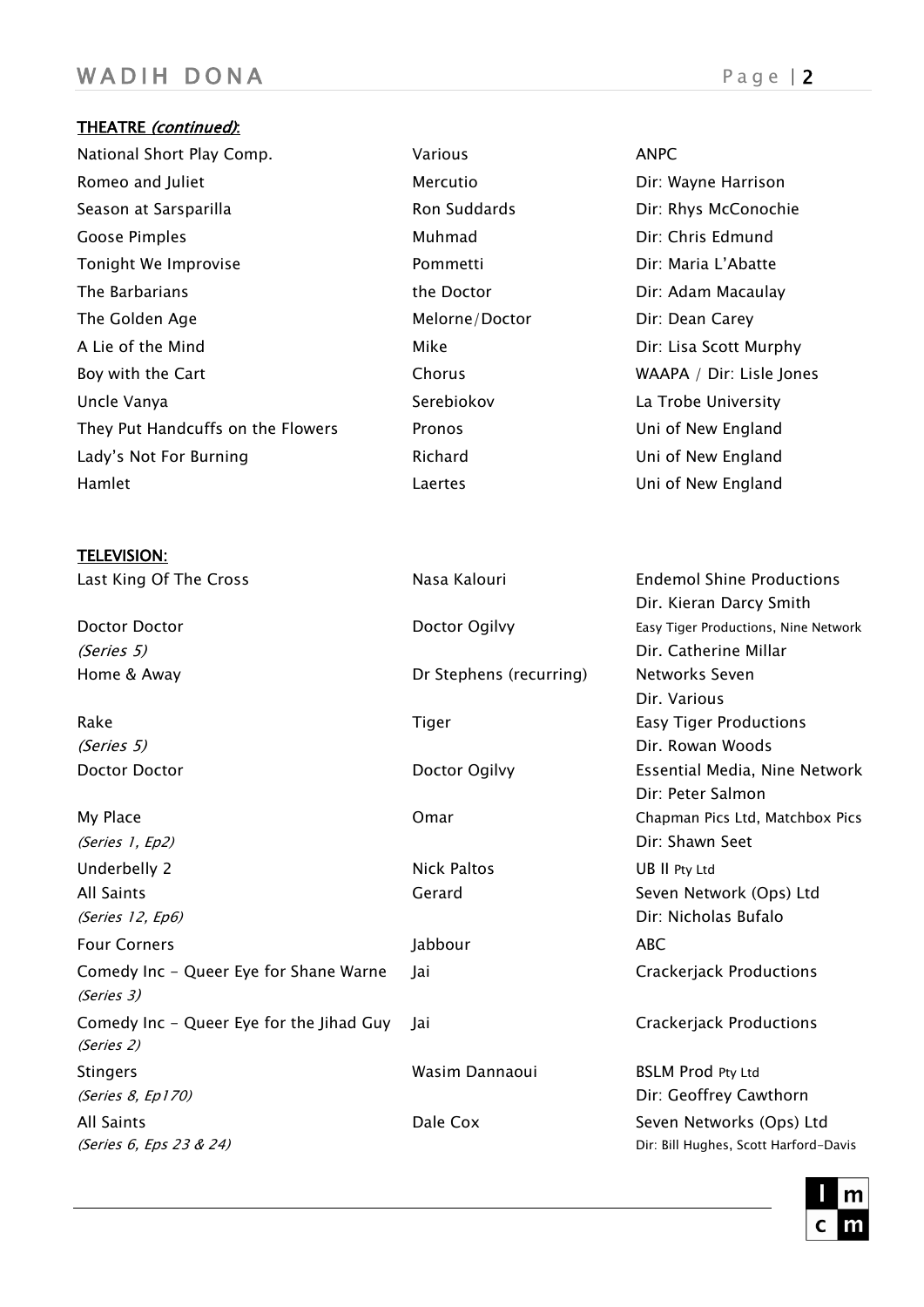**THEATRE *(continued)*:**

| Production | Role | Company / Director |
| --- | --- | --- |
| National Short Play Comp. | Various | ANPC |
| Romeo and Juliet | Mercutio | Dir: Wayne Harrison |
| Season at Sarsparilla | Ron Suddards | Dir: Rhys McConochie |
| Goose Pimples | Muhmad | Dir: Chris Edmund |
| Tonight We Improvise | Pommetti | Dir: Maria L'Abatte |
| The Barbarians | the Doctor | Dir: Adam Macaulay |
| The Golden Age | Melorne/Doctor | Dir: Dean Carey |
| A Lie of the Mind | Mike | Dir: Lisa Scott Murphy |
| Boy with the Cart | Chorus | WAAPA / Dir: Lisle Jones |
| Uncle Vanya | Serebiokov | La Trobe University |
| They Put Handcuffs on the Flowers | Pronos | Uni of New England |
| Lady's Not For Burning | Richard | Uni of New England |
| Hamlet | Laertes | Uni of New England |

**TELEVISION:**

| Production | Role | Company / Director |
| --- | --- | --- |
| Last King Of The Cross | Nasa Kalouri | Endemol Shine Productions<br>Dir. Kieran Darcy Smith |
| Doctor Doctor<br>*(Series 5)* | Doctor Ogilvy | Easy Tiger Productions, Nine Network<br>Dir. Catherine Millar |
| Home & Away | Dr Stephens (recurring) | Networks Seven<br>Dir. Various |
| Rake<br>*(Series 5)* | Tiger | Easy Tiger Productions<br>Dir. Rowan Woods |
| Doctor Doctor | Doctor Ogilvy | Essential Media, Nine Network<br>Dir: Peter Salmon |
| My Place<br>*(Series 1, Ep2)* | Omar | Chapman Pics Ltd, Matchbox Pics<br>Dir: Shawn Seet |
| Underbelly 2 | Nick Paltos | UB II Pty Ltd |
| All Saints<br>*(Series 12, Ep6)* | Gerard | Seven Network (Ops) Ltd<br>Dir: Nicholas Bufalo |
| Four Corners | Jabbour | ABC |
| Comedy Inc - Queer Eye for Shane Warne<br>*(Series 3)* | Jai | Crackerjack Productions |
| Comedy Inc - Queer Eye for the Jihad Guy<br>*(Series 2)* | Jai | Crackerjack Productions |
| Stingers<br>*(Series 8, Ep170)* | Wasim Dannaoui | BSLM Prod Pty Ltd<br>Dir: Geoffrey Cawthorn |
| All Saints<br>*(Series 6, Eps 23 & 24)* | Dale Cox | Seven Networks (Ops) Ltd<br>Dir: Bill Hughes, Scott Harford-Davis |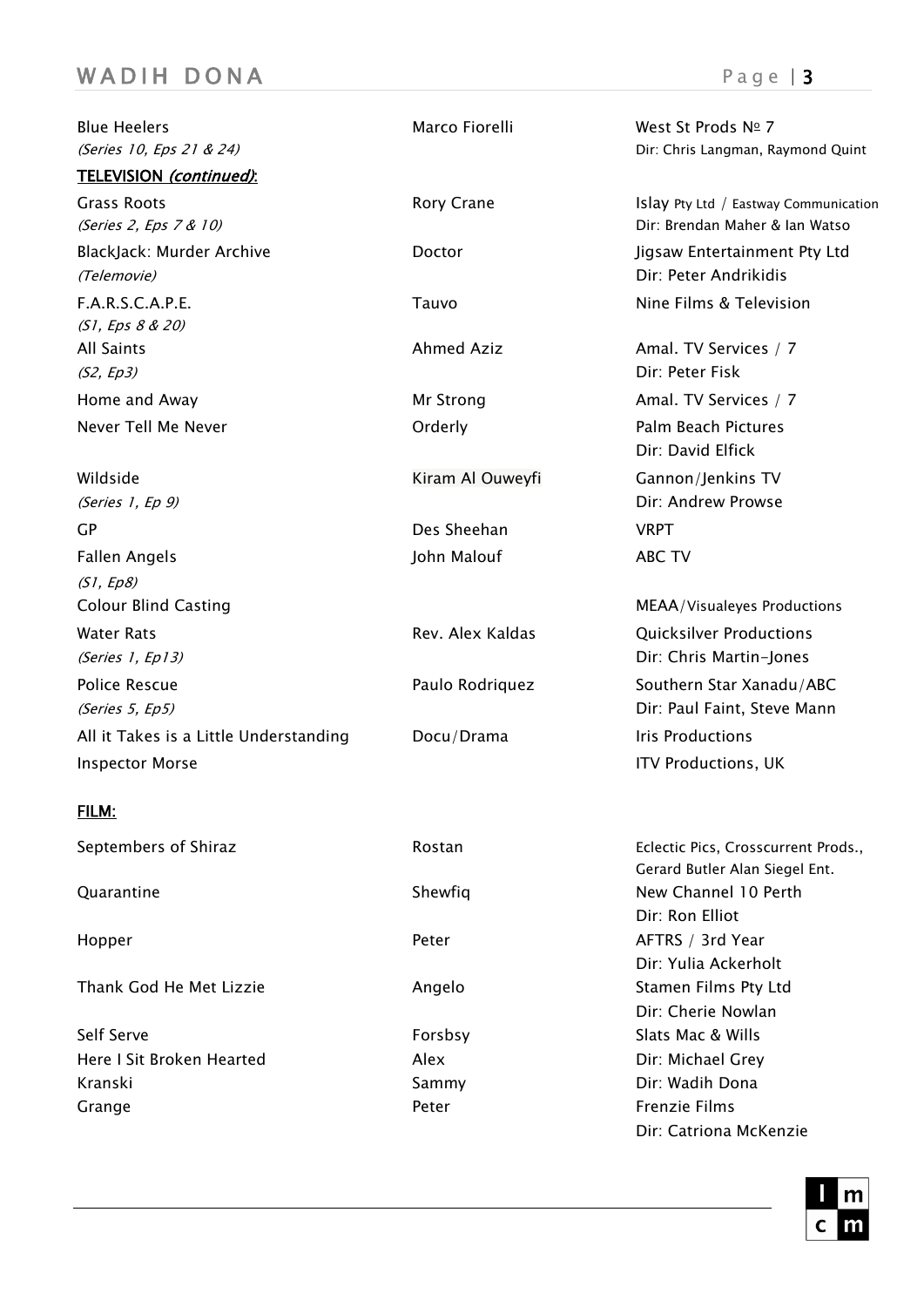| | | |
|---|---|---|
| Blue Heelers<br>*(Series 10, Eps 21 & 24)* | Marco Fiorelli | West St Prods № 7<br>Dir: Chris Langman, Raymond Quint |

**TELEVISION *(continued)*:**

| | | |
|---|---|---|
| Grass Roots<br>*(Series 2, Eps 7 & 10)* | Rory Crane | Islay Pty Ltd / Eastway Communication<br>Dir: Brendan Maher & Ian Watso |
| BlackJack: Murder Archive<br>*(Telemovie)* | Doctor | Jigsaw Entertainment Pty Ltd<br>Dir: Peter Andrikidis |
| F.A.R.S.C.A.P.E.<br>*(S1, Eps 8 & 20)* | Tauvo | Nine Films & Television |
| All Saints<br>*(S2, Ep3)* | Ahmed Aziz | Amal. TV Services / 7<br>Dir: Peter Fisk |
| Home and Away | Mr Strong | Amal. TV Services / 7 |
| Never Tell Me Never | Orderly | Palm Beach Pictures<br>Dir: David Elfick |
| Wildside<br>*(Series 1, Ep 9)* | Kiram Al Ouweyfi | Gannon/Jenkins TV<br>Dir: Andrew Prowse |
| GP | Des Sheehan | VRPT |
| Fallen Angels<br>*(S1, Ep8)* | John Malouf | ABC TV |
| Colour Blind Casting | | MEAA/Visualeyes Productions |
| Water Rats<br>*(Series 1, Ep13)* | Rev. Alex Kaldas | Quicksilver Productions<br>Dir: Chris Martin-Jones |
| Police Rescue<br>*(Series 5, Ep5)* | Paulo Rodriquez | Southern Star Xanadu/ABC<br>Dir: Paul Faint, Steve Mann |
| All it Takes is a Little Understanding | Docu/Drama | Iris Productions |
| Inspector Morse | | ITV Productions, UK |

**FILM:**

| | | |
|---|---|---|
| Septembers of Shiraz | Rostan | Eclectic Pics, Crosscurrent Prods., Gerard Butler Alan Siegel Ent. |
| Quarantine | Shewfiq | New Channel 10 Perth<br>Dir: Ron Elliot |
| Hopper | Peter | AFTRS / 3rd Year<br>Dir: Yulia Ackerholt |
| Thank God He Met Lizzie | Angelo | Stamen Films Pty Ltd<br>Dir: Cherie Nowlan |
| Self Serve | Forsbsy | Slats Mac & Wills |
| Here I Sit Broken Hearted | Alex | Dir: Michael Grey |
| Kranski | Sammy | Dir: Wadih Dona |
| Grange | Peter | Frenzie Films<br>Dir: Catriona McKenzie |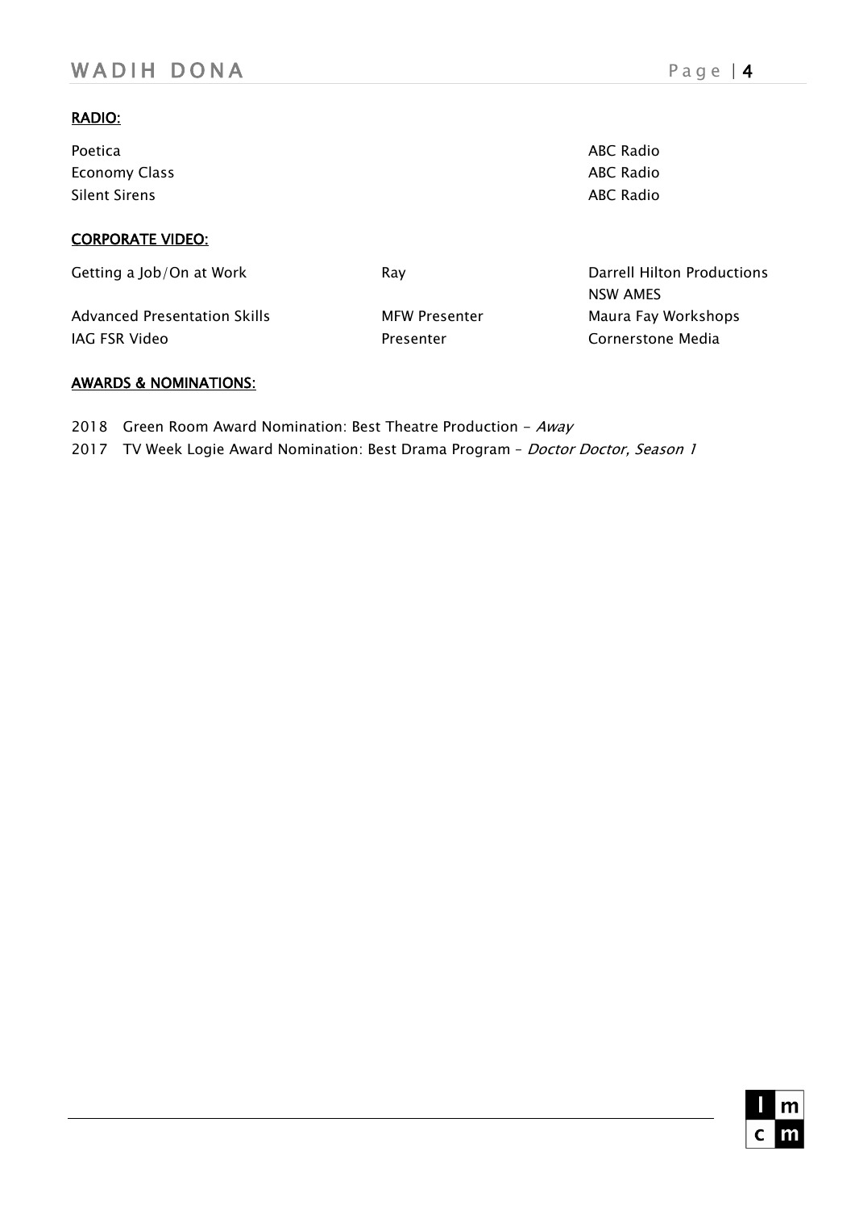## RADIO:

| | | |
|---|---|---|
| Poetica | | ABC Radio |
| Economy Class | | ABC Radio |
| Silent Sirens | | ABC Radio |

## CORPORATE VIDEO:

| | | |
|---|---|---|
| Getting a Job/On at Work | Ray | Darrell Hilton Productions NSW AMES |
| Advanced Presentation Skills | MFW Presenter | Maura Fay Workshops |
| IAG FSR Video | Presenter | Cornerstone Media |

## AWARDS & NOMINATIONS:

2018 Green Room Award Nomination: Best Theatre Production – *Away*

2017 TV Week Logie Award Nomination: Best Drama Program – *Doctor Doctor, Season 1*